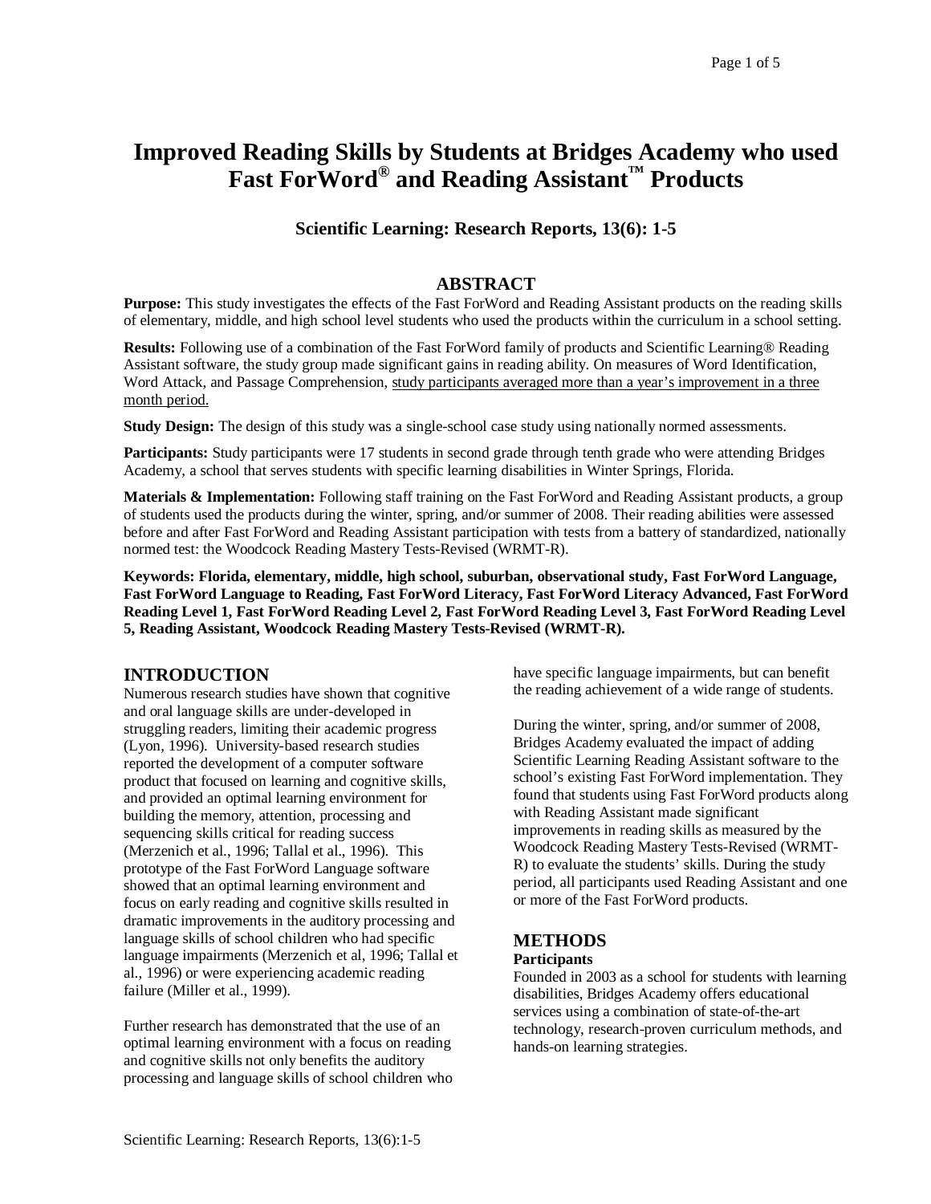# Improved Reading Skills by Students at Bridges Academy who used Fast ForWord® and Reading Assistant™ Products

**Scientific Learning: Research Reports, 13(6): 1-5**

## ABSTRACT

**Purpose:** This study investigates the effects of the Fast ForWord and Reading Assistant products on the reading skills of elementary, middle, and high school level students who used the products within the curriculum in a school setting.

**Results:** Following use of a combination of the Fast ForWord family of products and Scientific Learning® Reading Assistant software, the study group made significant gains in reading ability. On measures of Word Identification, Word Attack, and Passage Comprehension, <u>study participants averaged more than a year's improvement in a three month period.</u>

**Study Design:** The design of this study was a single-school case study using nationally normed assessments.

**Participants:** Study participants were 17 students in second grade through tenth grade who were attending Bridges Academy, a school that serves students with specific learning disabilities in Winter Springs, Florida.

**Materials & Implementation:** Following staff training on the Fast ForWord and Reading Assistant products, a group of students used the products during the winter, spring, and/or summer of 2008. Their reading abilities were assessed before and after Fast ForWord and Reading Assistant participation with tests from a battery of standardized, nationally normed test: the Woodcock Reading Mastery Tests-Revised (WRMT-R).

**Keywords: Florida, elementary, middle, high school, suburban, observational study, Fast ForWord Language, Fast ForWord Language to Reading, Fast ForWord Literacy, Fast ForWord Literacy Advanced, Fast ForWord Reading Level 1, Fast ForWord Reading Level 2, Fast ForWord Reading Level 3, Fast ForWord Reading Level 5, Reading Assistant, Woodcock Reading Mastery Tests-Revised (WRMT-R).**

## INTRODUCTION

Numerous research studies have shown that cognitive and oral language skills are under-developed in struggling readers, limiting their academic progress (Lyon, 1996). University-based research studies reported the development of a computer software product that focused on learning and cognitive skills, and provided an optimal learning environment for building the memory, attention, processing and sequencing skills critical for reading success (Merzenich et al., 1996; Tallal et al., 1996). This prototype of the Fast ForWord Language software showed that an optimal learning environment and focus on early reading and cognitive skills resulted in dramatic improvements in the auditory processing and language skills of school children who had specific language impairments (Merzenich et al, 1996; Tallal et al., 1996) or were experiencing academic reading failure (Miller et al., 1999).

Further research has demonstrated that the use of an optimal learning environment with a focus on reading and cognitive skills not only benefits the auditory processing and language skills of school children who have specific language impairments, but can benefit the reading achievement of a wide range of students.

During the winter, spring, and/or summer of 2008, Bridges Academy evaluated the impact of adding Scientific Learning Reading Assistant software to the school's existing Fast ForWord implementation. They found that students using Fast ForWord products along with Reading Assistant made significant improvements in reading skills as measured by the Woodcock Reading Mastery Tests-Revised (WRMT-R) to evaluate the students' skills. During the study period, all participants used Reading Assistant and one or more of the Fast ForWord products.

## METHODS

### Participants

Founded in 2003 as a school for students with learning disabilities, Bridges Academy offers educational services using a combination of state-of-the-art technology, research-proven curriculum methods, and hands-on learning strategies.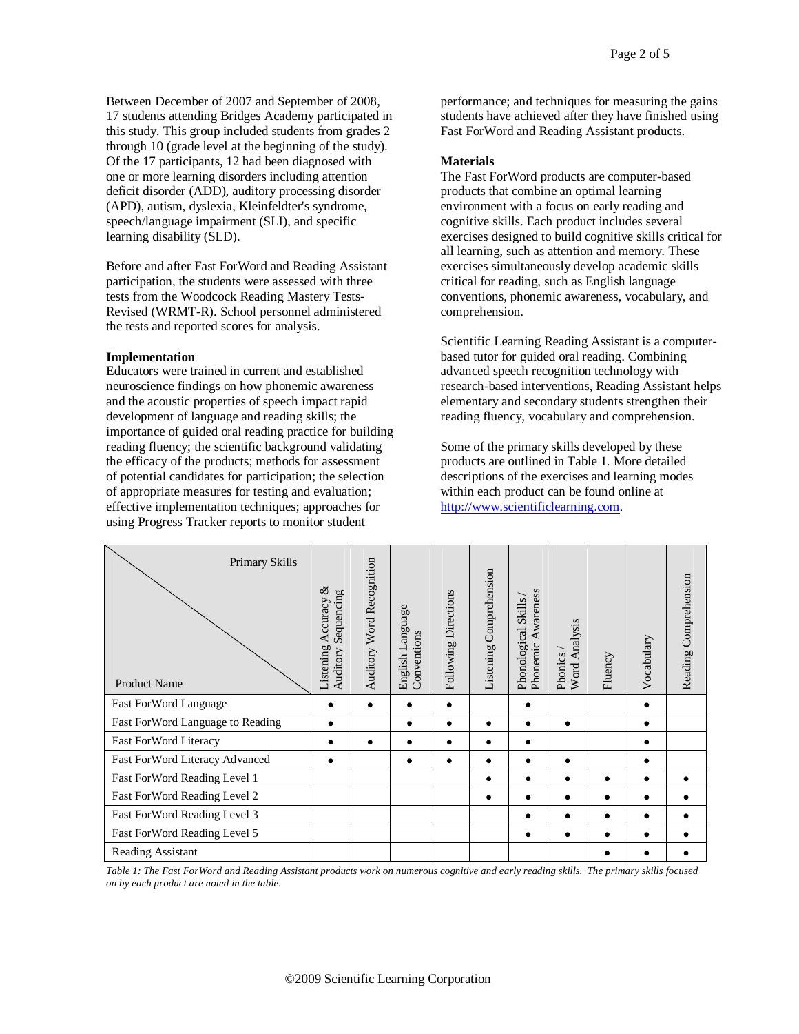Between December of 2007 and September of 2008, 17 students attending Bridges Academy participated in this study. This group included students from grades 2 through 10 (grade level at the beginning of the study). Of the 17 participants, 12 had been diagnosed with one or more learning disorders including attention deficit disorder (ADD), auditory processing disorder (APD), autism, dyslexia, Kleinfeldter's syndrome, speech/language impairment (SLI), and specific learning disability (SLD).

Before and after Fast ForWord and Reading Assistant participation, the students were assessed with three tests from the Woodcock Reading Mastery Tests-Revised (WRMT-R). School personnel administered the tests and reported scores for analysis.

**Implementation**

Educators were trained in current and established neuroscience findings on how phonemic awareness and the acoustic properties of speech impact rapid development of language and reading skills; the importance of guided oral reading practice for building reading fluency; the scientific background validating the efficacy of the products; methods for assessment of potential candidates for participation; the selection of appropriate measures for testing and evaluation; effective implementation techniques; approaches for using Progress Tracker reports to monitor student performance; and techniques for measuring the gains students have achieved after they have finished using Fast ForWord and Reading Assistant products.

**Materials**

The Fast ForWord products are computer-based products that combine an optimal learning environment with a focus on early reading and cognitive skills. Each product includes several exercises designed to build cognitive skills critical for all learning, such as attention and memory. These exercises simultaneously develop academic skills critical for reading, such as English language conventions, phonemic awareness, vocabulary, and comprehension.

Scientific Learning Reading Assistant is a computer-based tutor for guided oral reading. Combining advanced speech recognition technology with research-based interventions, Reading Assistant helps elementary and secondary students strengthen their reading fluency, vocabulary and comprehension.

Some of the primary skills developed by these products are outlined in Table 1. More detailed descriptions of the exercises and learning modes within each product can be found online at http://www.scientificlearning.com.

| Product Name \ Primary Skills | Listening Accuracy & Auditory Sequencing | Auditory Word Recognition | English Language Conventions | Following Directions | Listening Comprehension | Phonological Skills / Phonemic Awareness | Phonics / Word Analysis | Fluency | Vocabulary | Reading Comprehension |
|---|---|---|---|---|---|---|---|---|---|---|
| Fast ForWord Language | • | • | • | • | | • | | | • | |
| Fast ForWord Language to Reading | • | | • | • | • | • | • | | • | |
| Fast ForWord Literacy | • | • | • | • | • | • | | | • | |
| Fast ForWord Literacy Advanced | • | | • | • | • | • | • | | • | |
| Fast ForWord Reading Level 1 | | | | | • | • | • | • | • | • |
| Fast ForWord Reading Level 2 | | | | | • | • | • | • | • | • |
| Fast ForWord Reading Level 3 | | | | | | • | • | • | • | • |
| Fast ForWord Reading Level 5 | | | | | | • | • | • | • | • |
| Reading Assistant | | | | | | | | • | • | • |

*Table 1: The Fast ForWord and Reading Assistant products work on numerous cognitive and early reading skills. The primary skills focused on by each product are noted in the table.*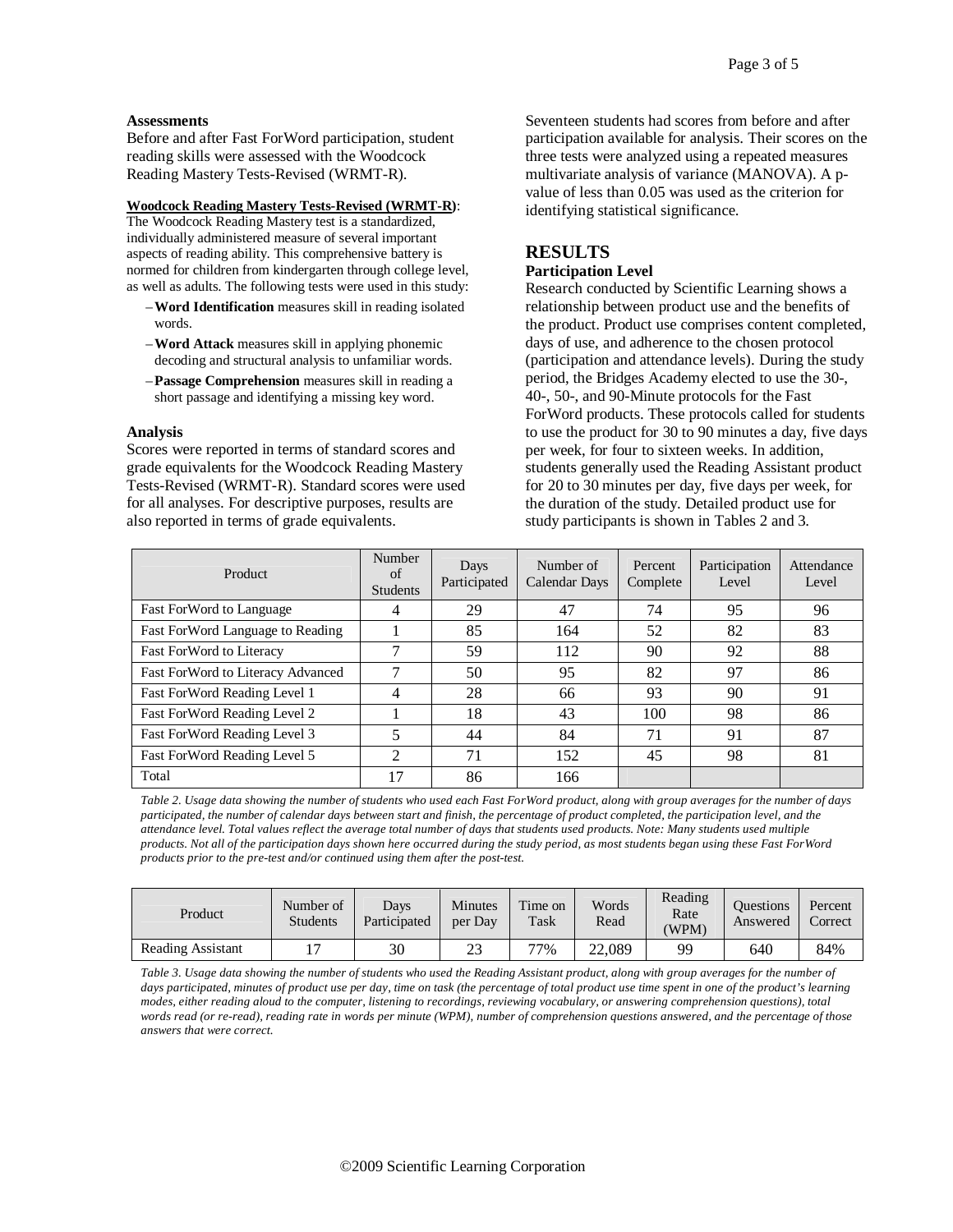**Assessments**

Before and after Fast ForWord participation, student reading skills were assessed with the Woodcock Reading Mastery Tests-Revised (WRMT-R).

**Woodcock Reading Mastery Tests-Revised (WRMT-R)**: The Woodcock Reading Mastery test is a standardized, individually administered measure of several important aspects of reading ability. This comprehensive battery is normed for children from kindergarten through college level, as well as adults. The following tests were used in this study:

- **Word Identification** measures skill in reading isolated words.
- **Word Attack** measures skill in applying phonemic decoding and structural analysis to unfamiliar words.
- **Passage Comprehension** measures skill in reading a short passage and identifying a missing key word.

**Analysis**

Scores were reported in terms of standard scores and grade equivalents for the Woodcock Reading Mastery Tests-Revised (WRMT-R). Standard scores were used for all analyses. For descriptive purposes, results are also reported in terms of grade equivalents.

Seventeen students had scores from before and after participation available for analysis. Their scores on the three tests were analyzed using a repeated measures multivariate analysis of variance (MANOVA). A p-value of less than 0.05 was used as the criterion for identifying statistical significance.

## RESULTS

**Participation Level**

Research conducted by Scientific Learning shows a relationship between product use and the benefits of the product. Product use comprises content completed, days of use, and adherence to the chosen protocol (participation and attendance levels). During the study period, the Bridges Academy elected to use the 30-, 40-, 50-, and 90-Minute protocols for the Fast ForWord products. These protocols called for students to use the product for 30 to 90 minutes a day, five days per week, for four to sixteen weeks. In addition, students generally used the Reading Assistant product for 20 to 30 minutes per day, five days per week, for the duration of the study. Detailed product use for study participants is shown in Tables 2 and 3.

| Product | Number of Students | Days Participated | Number of Calendar Days | Percent Complete | Participation Level | Attendance Level |
|---|---|---|---|---|---|---|
| Fast ForWord to Language | 4 | 29 | 47 | 74 | 95 | 96 |
| Fast ForWord Language to Reading | 1 | 85 | 164 | 52 | 82 | 83 |
| Fast ForWord to Literacy | 7 | 59 | 112 | 90 | 92 | 88 |
| Fast ForWord to Literacy Advanced | 7 | 50 | 95 | 82 | 97 | 86 |
| Fast ForWord Reading Level 1 | 4 | 28 | 66 | 93 | 90 | 91 |
| Fast ForWord Reading Level 2 | 1 | 18 | 43 | 100 | 98 | 86 |
| Fast ForWord Reading Level 3 | 5 | 44 | 84 | 71 | 91 | 87 |
| Fast ForWord Reading Level 5 | 2 | 71 | 152 | 45 | 98 | 81 |
| Total | 17 | 86 | 166 | | | |

*Table 2. Usage data showing the number of students who used each Fast ForWord product, along with group averages for the number of days participated, the number of calendar days between start and finish, the percentage of product completed, the participation level, and the attendance level. Total values reflect the average total number of days that students used products. Note: Many students used multiple products. Not all of the participation days shown here occurred during the study period, as most students began using these Fast ForWord products prior to the pre-test and/or continued using them after the post-test.*

| Product | Number of Students | Days Participated | Minutes per Day | Time on Task | Words Read | Reading Rate (WPM) | Questions Answered | Percent Correct |
|---|---|---|---|---|---|---|---|---|
| Reading Assistant | 17 | 30 | 23 | 77% | 22,089 | 99 | 640 | 84% |

*Table 3. Usage data showing the number of students who used the Reading Assistant product, along with group averages for the number of days participated, minutes of product use per day, time on task (the percentage of total product use time spent in one of the product's learning modes, either reading aloud to the computer, listening to recordings, reviewing vocabulary, or answering comprehension questions), total words read (or re-read), reading rate in words per minute (WPM), number of comprehension questions answered, and the percentage of those answers that were correct.*

©2009 Scientific Learning Corporation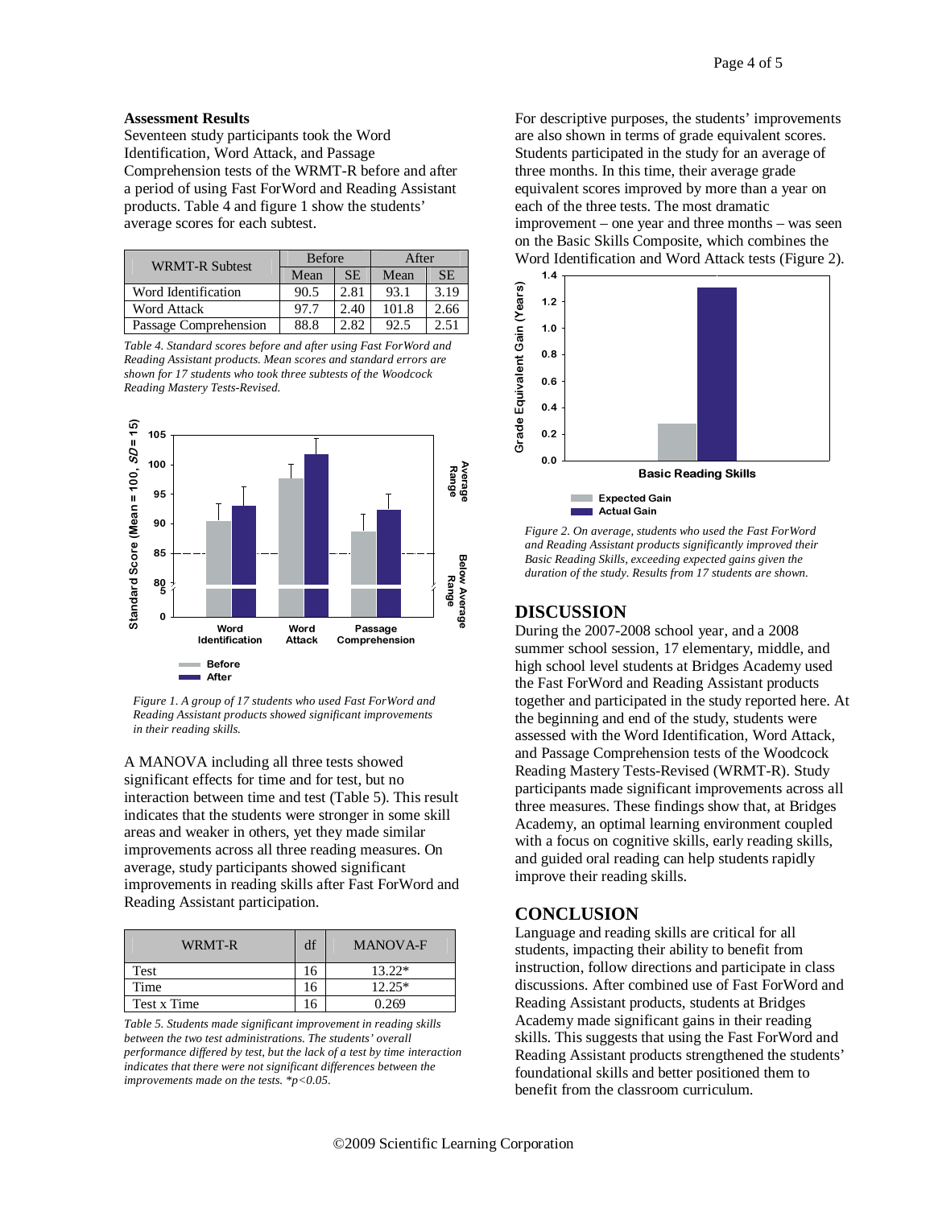**Assessment Results**
Seventeen study participants took the Word Identification, Word Attack, and Passage Comprehension tests of the WRMT-R before and after a period of using Fast ForWord and Reading Assistant products. Table 4 and figure 1 show the students' average scores for each subtest.

| WRMT-R Subtest | Before | | After | |
|---|---|---|---|---|
| | Mean | SE | Mean | SE |
| Word Identification | 90.5 | 2.81 | 93.1 | 3.19 |
| Word Attack | 97.7 | 2.40 | 101.8 | 2.66 |
| Passage Comprehension | 88.8 | 2.82 | 92.5 | 2.51 |

*Table 4. Standard scores before and after using Fast ForWord and Reading Assistant products. Mean scores and standard errors are shown for 17 students who took three subtests of the Woodcock Reading Mastery Tests-Revised.*

*Figure 1. A group of 17 students who used Fast ForWord and Reading Assistant products showed significant improvements in their reading skills.*

A MANOVA including all three tests showed significant effects for time and for test, but no interaction between time and test (Table 5). This result indicates that the students were stronger in some skill areas and weaker in others, yet they made similar improvements across all three reading measures. On average, study participants showed significant improvements in reading skills after Fast ForWord and Reading Assistant participation.

| WRMT-R | df | MANOVA-F |
|---|---|---|
| Test | 16 | 13.22* |
| Time | 16 | 12.25* |
| Test x Time | 16 | 0.269 |

*Table 5. Students made significant improvement in reading skills between the two test administrations. The students' overall performance differed by test, but the lack of a test by time interaction indicates that there were not significant differences between the improvements made on the tests.* $*p<0.05$.

For descriptive purposes, the students' improvements are also shown in terms of grade equivalent scores. Students participated in the study for an average of three months. In this time, their average grade equivalent scores improved by more than a year on each of the three tests. The most dramatic improvement – one year and three months – was seen on the Basic Skills Composite, which combines the Word Identification and Word Attack tests (Figure 2).

*Figure 2. On average, students who used the Fast ForWord and Reading Assistant products significantly improved their Basic Reading Skills, exceeding expected gains given the duration of the study. Results from 17 students are shown.*

## DISCUSSION

During the 2007-2008 school year, and a 2008 summer school session, 17 elementary, middle, and high school level students at Bridges Academy used the Fast ForWord and Reading Assistant products together and participated in the study reported here. At the beginning and end of the study, students were assessed with the Word Identification, Word Attack, and Passage Comprehension tests of the Woodcock Reading Mastery Tests-Revised (WRMT-R). Study participants made significant improvements across all three measures. These findings show that, at Bridges Academy, an optimal learning environment coupled with a focus on cognitive skills, early reading skills, and guided oral reading can help students rapidly improve their reading skills.

## CONCLUSION

Language and reading skills are critical for all students, impacting their ability to benefit from instruction, follow directions and participate in class discussions. After combined use of Fast ForWord and Reading Assistant products, students at Bridges Academy made significant gains in their reading skills. This suggests that using the Fast ForWord and Reading Assistant products strengthened the students' foundational skills and better positioned them to benefit from the classroom curriculum.

©2009 Scientific Learning Corporation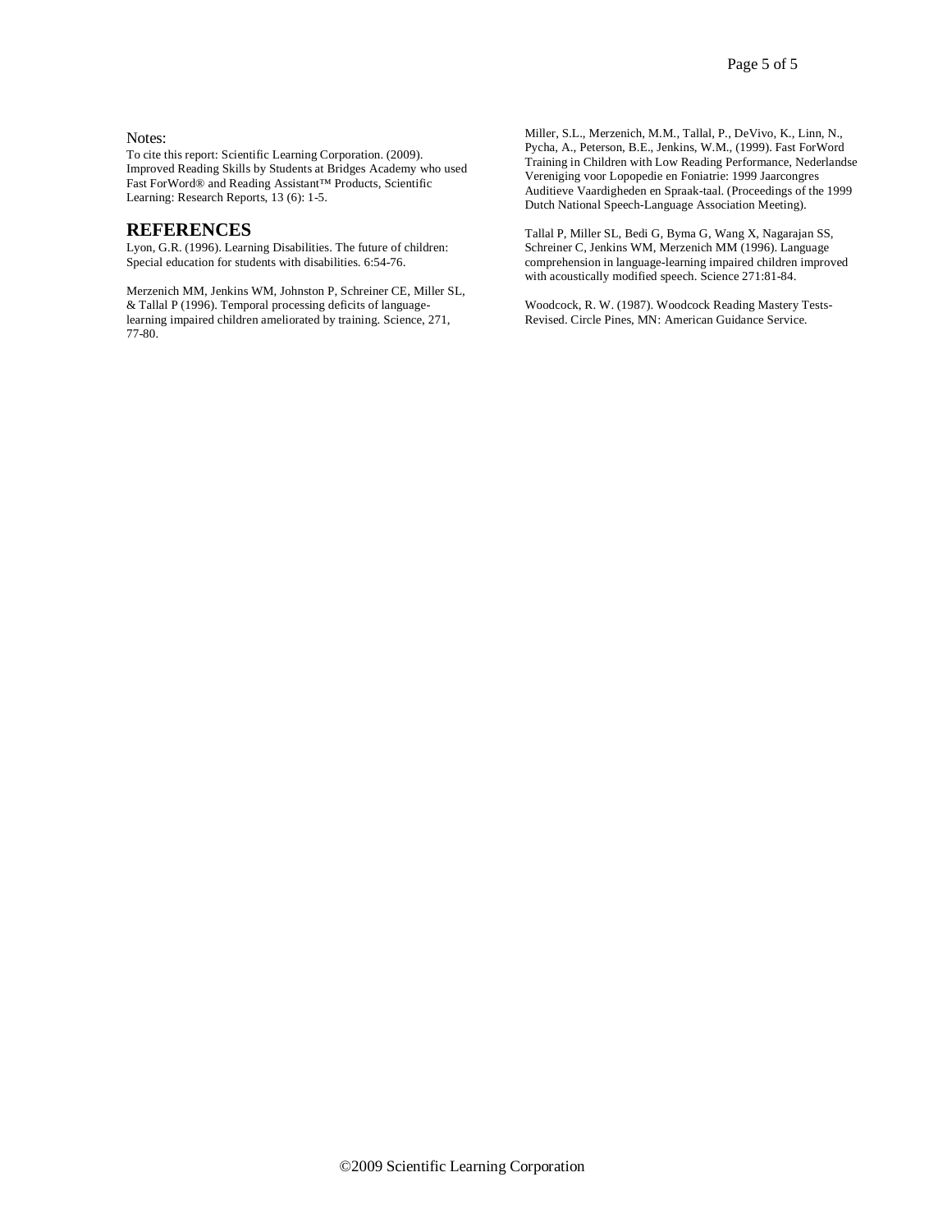Notes:

To cite this report: Scientific Learning Corporation. (2009). Improved Reading Skills by Students at Bridges Academy who used Fast ForWord® and Reading Assistant™ Products, Scientific Learning: Research Reports, 13 (6): 1-5.

## REFERENCES

Lyon, G.R. (1996). Learning Disabilities. The future of children: Special education for students with disabilities. 6:54-76.

Merzenich MM, Jenkins WM, Johnston P, Schreiner CE, Miller SL, & Tallal P (1996). Temporal processing deficits of language-learning impaired children ameliorated by training. Science, 271, 77-80.

Miller, S.L., Merzenich, M.M., Tallal, P., DeVivo, K., Linn, N., Pycha, A., Peterson, B.E., Jenkins, W.M., (1999). Fast ForWord Training in Children with Low Reading Performance, Nederlandse Vereniging voor Lopopedie en Foniatrie: 1999 Jaarcongres Auditieve Vaardigheden en Spraak-taal. (Proceedings of the 1999 Dutch National Speech-Language Association Meeting).

Tallal P, Miller SL, Bedi G, Byma G, Wang X, Nagarajan SS, Schreiner C, Jenkins WM, Merzenich MM (1996). Language comprehension in language-learning impaired children improved with acoustically modified speech. Science 271:81-84.

Woodcock, R. W. (1987). Woodcock Reading Mastery Tests-Revised. Circle Pines, MN: American Guidance Service.

©2009 Scientific Learning Corporation